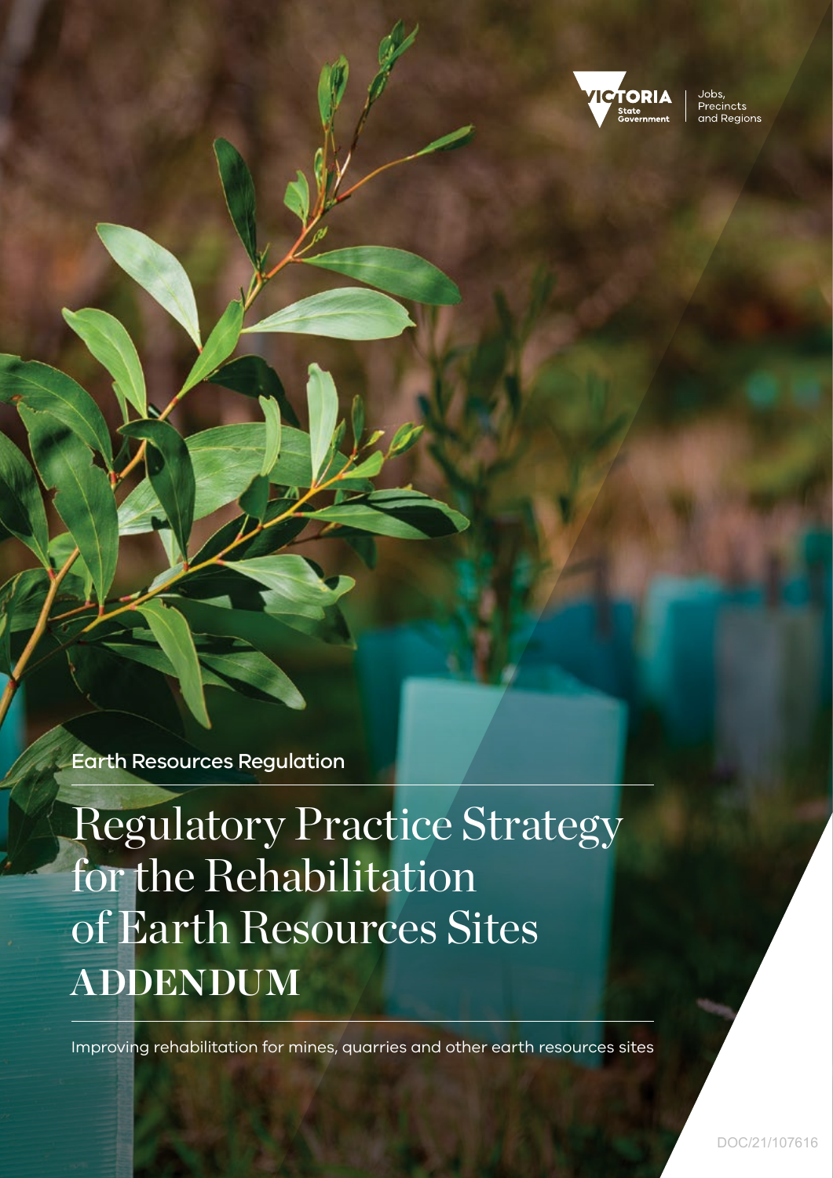Victoria State Government | Jobs, Precincts and Regions

Earth Resources Regulation

# Regulatory Practice Strategy for the Rehabilitation of Earth Resources Sites

# ADDENDUM

Improving rehabilitation for mines, quarries and other earth resources sites

DOC/21/107616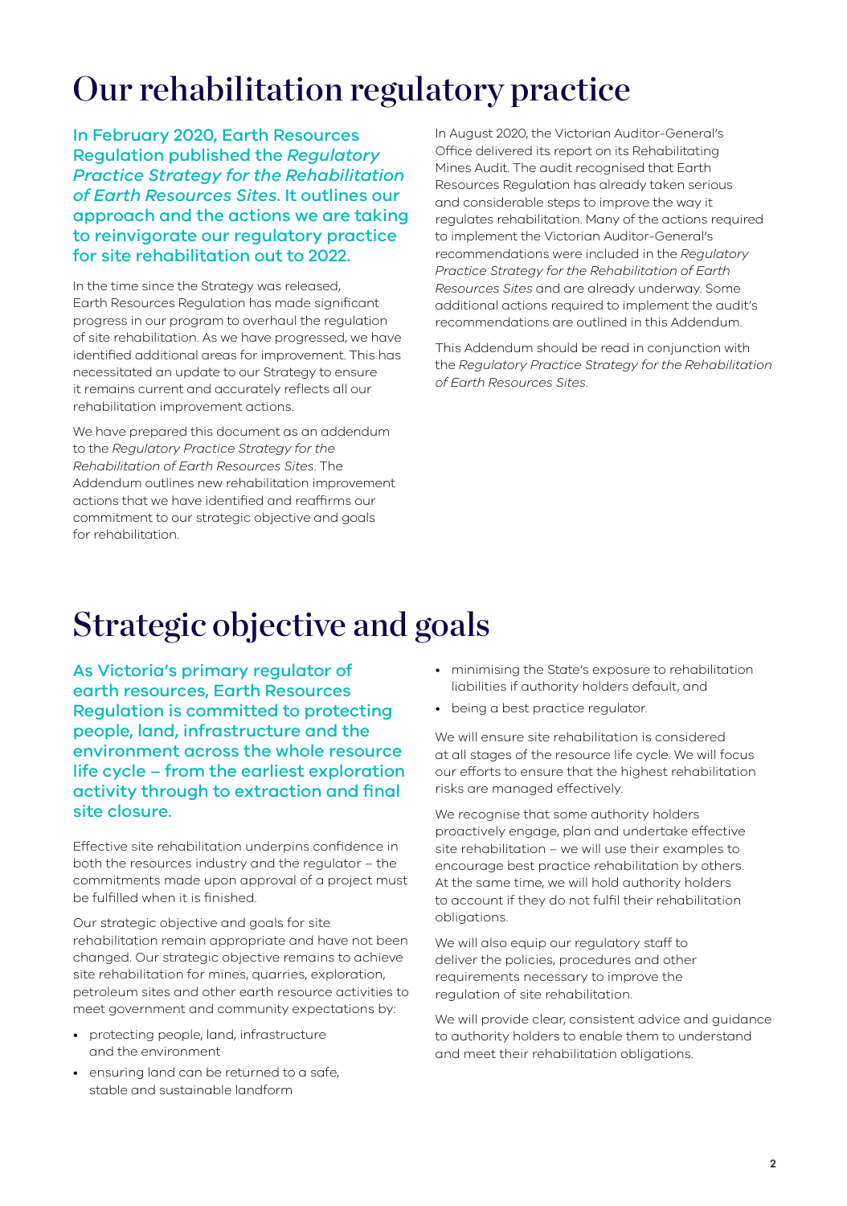# Our rehabilitation regulatory practice

**In February 2020, Earth Resources Regulation published the *Regulatory Practice Strategy for the Rehabilitation of Earth Resources Sites*. It outlines our approach and the actions we are taking to reinvigorate our regulatory practice for site rehabilitation out to 2022.**

In the time since the Strategy was released, Earth Resources Regulation has made significant progress in our program to overhaul the regulation of site rehabilitation. As we have progressed, we have identified additional areas for improvement. This has necessitated an update to our Strategy to ensure it remains current and accurately reflects all our rehabilitation improvement actions.

We have prepared this document as an addendum to the *Regulatory Practice Strategy for the Rehabilitation of Earth Resources Sites*. The Addendum outlines new rehabilitation improvement actions that we have identified and reaffirms our commitment to our strategic objective and goals for rehabilitation.

In August 2020, the Victorian Auditor-General's Office delivered its report on its Rehabilitating Mines Audit. The audit recognised that Earth Resources Regulation has already taken serious and considerable steps to improve the way it regulates rehabilitation. Many of the actions required to implement the Victorian Auditor-General's recommendations were included in the *Regulatory Practice Strategy for the Rehabilitation of Earth Resources Sites* and are already underway. Some additional actions required to implement the audit's recommendations are outlined in this Addendum.

This Addendum should be read in conjunction with the *Regulatory Practice Strategy for the Rehabilitation of Earth Resources Sites*.

# Strategic objective and goals

**As Victoria's primary regulator of earth resources, Earth Resources Regulation is committed to protecting people, land, infrastructure and the environment across the whole resource life cycle – from the earliest exploration activity through to extraction and final site closure.**

Effective site rehabilitation underpins confidence in both the resources industry and the regulator – the commitments made upon approval of a project must be fulfilled when it is finished.

Our strategic objective and goals for site rehabilitation remain appropriate and have not been changed. Our strategic objective remains to achieve site rehabilitation for mines, quarries, exploration, petroleum sites and other earth resource activities to meet government and community expectations by:

- protecting people, land, infrastructure and the environment
- ensuring land can be returned to a safe, stable and sustainable landform
- minimising the State's exposure to rehabilitation liabilities if authority holders default, and
- being a best practice regulator.

We will ensure site rehabilitation is considered at all stages of the resource life cycle. We will focus our efforts to ensure that the highest rehabilitation risks are managed effectively.

We recognise that some authority holders proactively engage, plan and undertake effective site rehabilitation – we will use their examples to encourage best practice rehabilitation by others. At the same time, we will hold authority holders to account if they do not fulfil their rehabilitation obligations.

We will also equip our regulatory staff to deliver the policies, procedures and other requirements necessary to improve the regulation of site rehabilitation.

We will provide clear, consistent advice and guidance to authority holders to enable them to understand and meet their rehabilitation obligations.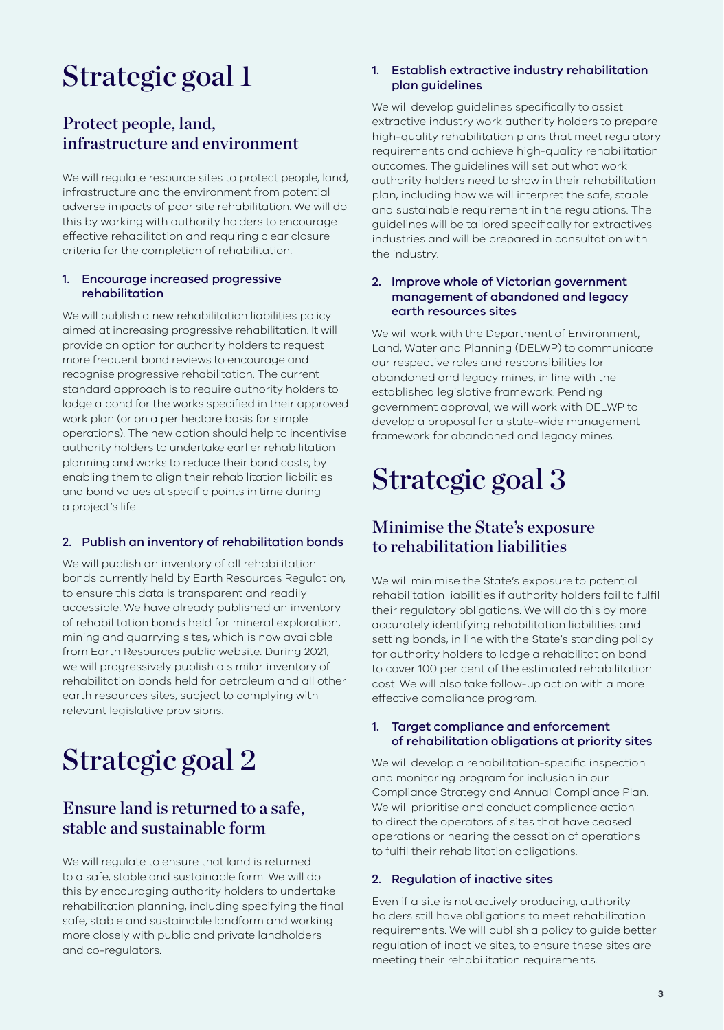# Strategic goal 1

## Protect people, land, infrastructure and environment

We will regulate resource sites to protect people, land, infrastructure and the environment from potential adverse impacts of poor site rehabilitation. We will do this by working with authority holders to encourage effective rehabilitation and requiring clear closure criteria for the completion of rehabilitation.

### 1. Encourage increased progressive rehabilitation

We will publish a new rehabilitation liabilities policy aimed at increasing progressive rehabilitation. It will provide an option for authority holders to request more frequent bond reviews to encourage and recognise progressive rehabilitation. The current standard approach is to require authority holders to lodge a bond for the works specified in their approved work plan (or on a per hectare basis for simple operations). The new option should help to incentivise authority holders to undertake earlier rehabilitation planning and works to reduce their bond costs, by enabling them to align their rehabilitation liabilities and bond values at specific points in time during a project's life.

### 2. Publish an inventory of rehabilitation bonds

We will publish an inventory of all rehabilitation bonds currently held by Earth Resources Regulation, to ensure this data is transparent and readily accessible. We have already published an inventory of rehabilitation bonds held for mineral exploration, mining and quarrying sites, which is now available from Earth Resources public website. During 2021, we will progressively publish a similar inventory of rehabilitation bonds held for petroleum and all other earth resources sites, subject to complying with relevant legislative provisions.

# Strategic goal 2

## Ensure land is returned to a safe, stable and sustainable form

We will regulate to ensure that land is returned to a safe, stable and sustainable form. We will do this by encouraging authority holders to undertake rehabilitation planning, including specifying the final safe, stable and sustainable landform and working more closely with public and private landholders and co-regulators.

### 1. Establish extractive industry rehabilitation plan guidelines

We will develop guidelines specifically to assist extractive industry work authority holders to prepare high-quality rehabilitation plans that meet regulatory requirements and achieve high-quality rehabilitation outcomes. The guidelines will set out what work authority holders need to show in their rehabilitation plan, including how we will interpret the safe, stable and sustainable requirement in the regulations. The guidelines will be tailored specifically for extractives industries and will be prepared in consultation with the industry.

### 2. Improve whole of Victorian government management of abandoned and legacy earth resources sites

We will work with the Department of Environment, Land, Water and Planning (DELWP) to communicate our respective roles and responsibilities for abandoned and legacy mines, in line with the established legislative framework. Pending government approval, we will work with DELWP to develop a proposal for a state-wide management framework for abandoned and legacy mines.

# Strategic goal 3

## Minimise the State's exposure to rehabilitation liabilities

We will minimise the State's exposure to potential rehabilitation liabilities if authority holders fail to fulfil their regulatory obligations. We will do this by more accurately identifying rehabilitation liabilities and setting bonds, in line with the State's standing policy for authority holders to lodge a rehabilitation bond to cover 100 per cent of the estimated rehabilitation cost. We will also take follow-up action with a more effective compliance program.

### 1. Target compliance and enforcement of rehabilitation obligations at priority sites

We will develop a rehabilitation-specific inspection and monitoring program for inclusion in our Compliance Strategy and Annual Compliance Plan. We will prioritise and conduct compliance action to direct the operators of sites that have ceased operations or nearing the cessation of operations to fulfil their rehabilitation obligations.

### 2. Regulation of inactive sites

Even if a site is not actively producing, authority holders still have obligations to meet rehabilitation requirements. We will publish a policy to guide better regulation of inactive sites, to ensure these sites are meeting their rehabilitation requirements.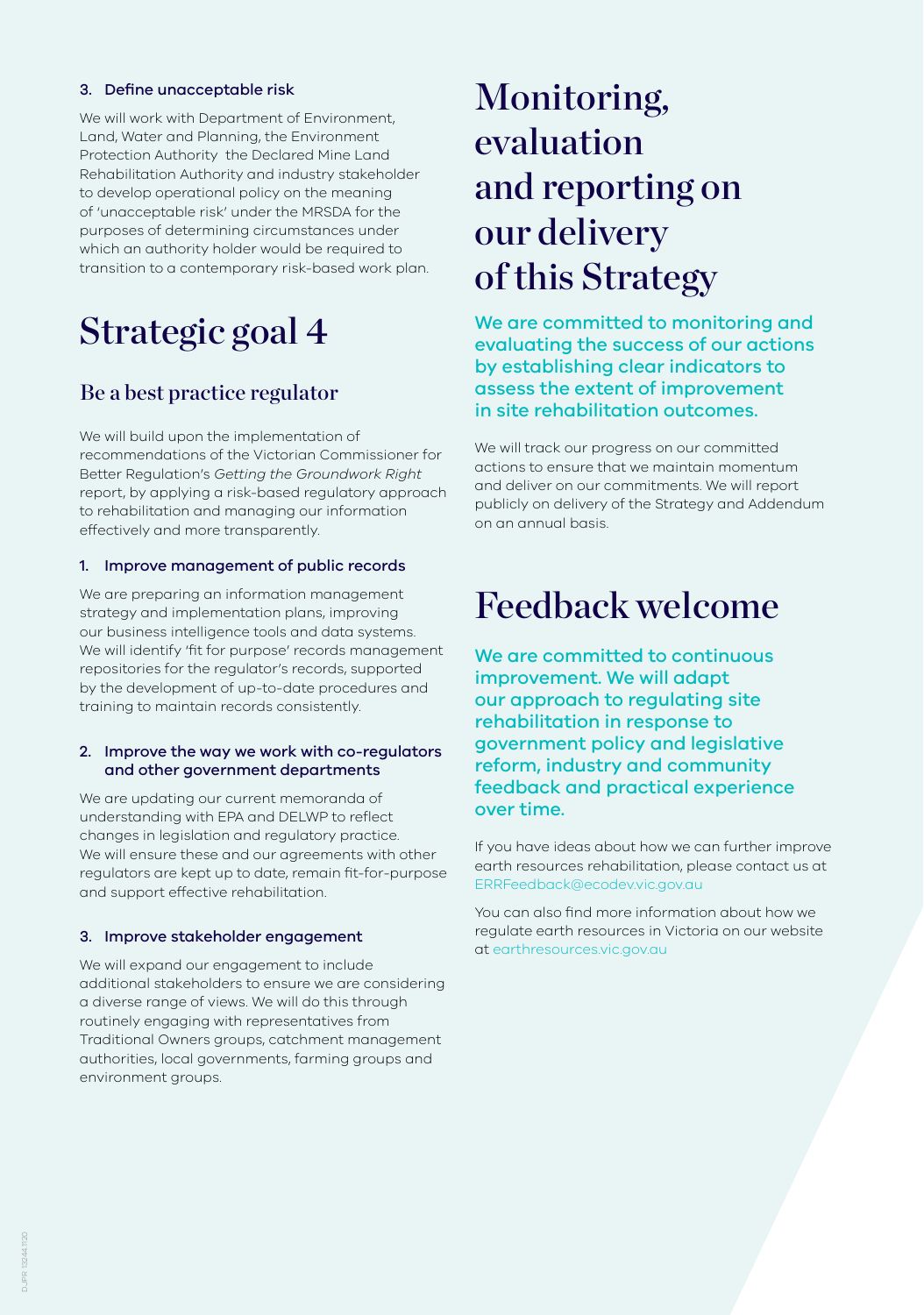### 3. Define unacceptable risk

We will work with Department of Environment, Land, Water and Planning, the Environment Protection Authority  the Declared Mine Land Rehabilitation Authority and industry stakeholder to develop operational policy on the meaning of 'unacceptable risk' under the MRSDA for the purposes of determining circumstances under which an authority holder would be required to transition to a contemporary risk-based work plan.

# Strategic goal 4

## Be a best practice regulator

We will build upon the implementation of recommendations of the Victorian Commissioner for Better Regulation's *Getting the Groundwork Right* report, by applying a risk-based regulatory approach to rehabilitation and managing our information effectively and more transparently.

### 1. Improve management of public records

We are preparing an information management strategy and implementation plans, improving our business intelligence tools and data systems. We will identify 'fit for purpose' records management repositories for the regulator's records, supported by the development of up-to-date procedures and training to maintain records consistently.

### 2. Improve the way we work with co-regulators and other government departments

We are updating our current memoranda of understanding with EPA and DELWP to reflect changes in legislation and regulatory practice. We will ensure these and our agreements with other regulators are kept up to date, remain fit-for-purpose and support effective rehabilitation.

### 3. Improve stakeholder engagement

We will expand our engagement to include additional stakeholders to ensure we are considering a diverse range of views. We will do this through routinely engaging with representatives from Traditional Owners groups, catchment management authorities, local governments, farming groups and environment groups.

# Monitoring, evaluation and reporting on our delivery of this Strategy

**We are committed to monitoring and evaluating the success of our actions by establishing clear indicators to assess the extent of improvement in site rehabilitation outcomes.**

We will track our progress on our committed actions to ensure that we maintain momentum and deliver on our commitments. We will report publicly on delivery of the Strategy and Addendum on an annual basis.

# Feedback welcome

**We are committed to continuous improvement. We will adapt our approach to regulating site rehabilitation in response to government policy and legislative reform, industry and community feedback and practical experience over time.**

If you have ideas about how we can further improve earth resources rehabilitation, please contact us at ERRFeedback@ecodev.vic.gov.au

You can also find more information about how we regulate earth resources in Victoria on our website at earthresources.vic.gov.au